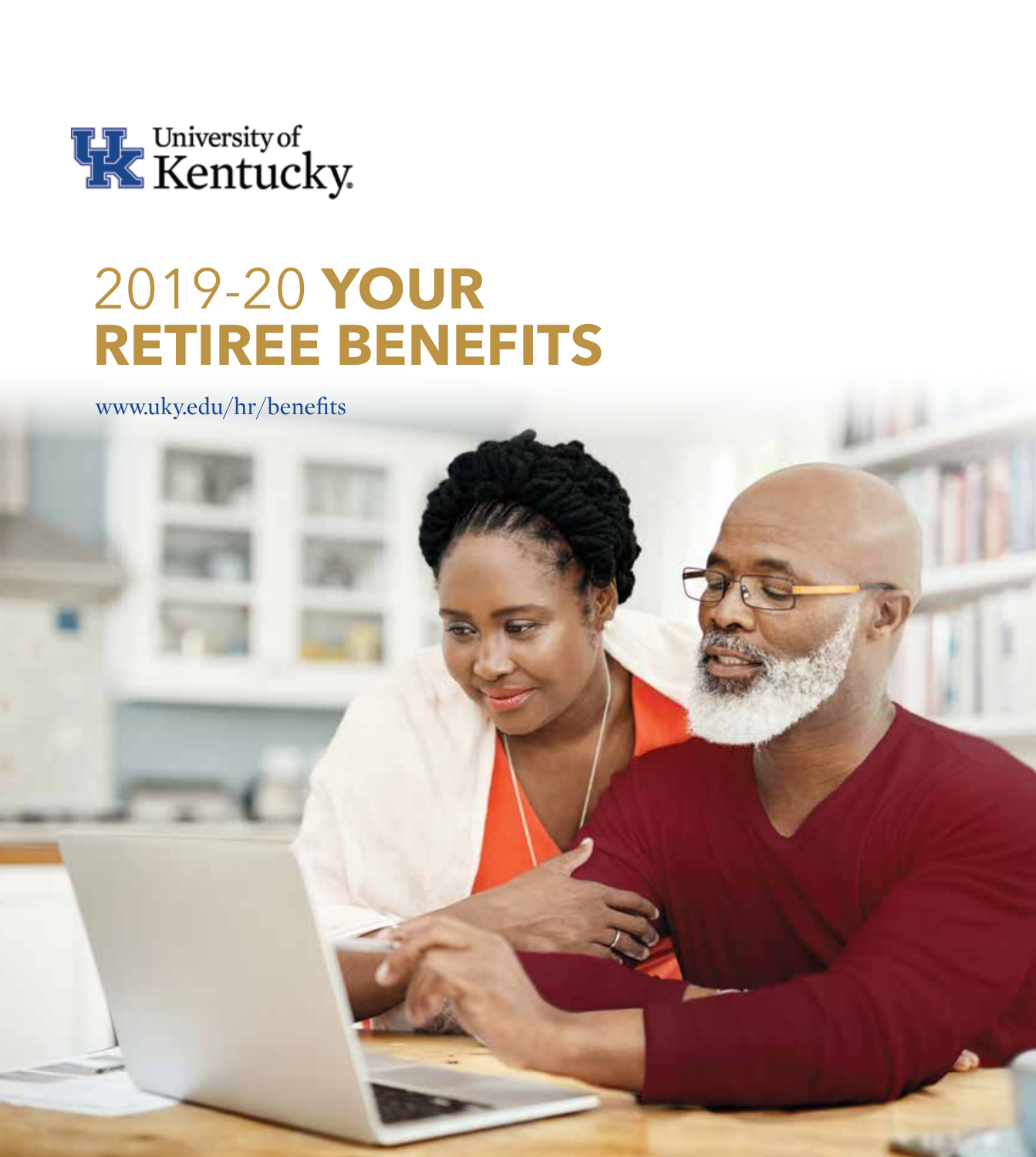University of Kentucky

# 2019-20 YOUR RETIREE BENEFITS

www.uky.edu/hr/benefits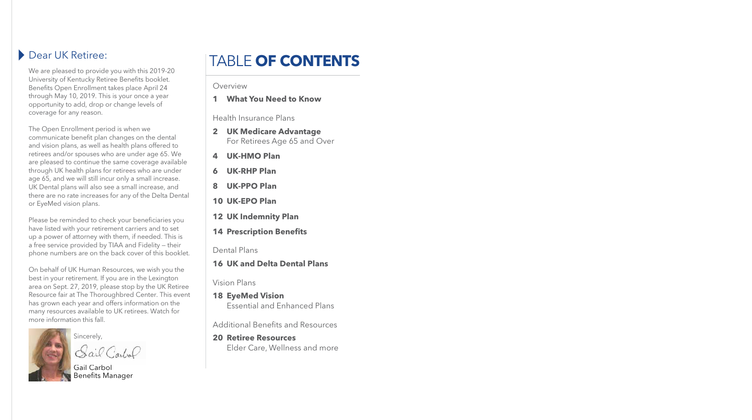## Dear UK Retiree:

We are pleased to provide you with this 2019-20 University of Kentucky Retiree Benefits booklet. Benefits Open Enrollment takes place April 24 through May 10, 2019. This is your once a year opportunity to add, drop or change levels of coverage for any reason.

The Open Enrollment period is when we communicate benefit plan changes on the dental and vision plans, as well as health plans offered to retirees and/or spouses who are under age 65. We are pleased to continue the same coverage available through UK health plans for retirees who are under age 65, and we will still incur only a small increase. UK Dental plans will also see a small increase, and there are no rate increases for any of the Delta Dental or EyeMed vision plans.

Please be reminded to check your beneficiaries you have listed with your retirement carriers and to set up a power of attorney with them, if needed. This is a free service provided by TIAA and Fidelity – their phone numbers are on the back cover of this booklet.

On behalf of UK Human Resources, we wish you the best in your retirement. If you are in the Lexington area on Sept. 27, 2019, please stop by the UK Retiree Resource fair at The Thoroughbred Center. This event has grown each year and offers information on the many resources available to UK retirees. Watch for more information this fall.

Sincerely,

Gail Carbol
Benefits Manager

# TABLE **OF CONTENTS**

Overview

**1 What You Need to Know**

Health Insurance Plans

**2 UK Medicare Advantage**
For Retirees Age 65 and Over

**4 UK-HMO Plan**

**6 UK-RHP Plan**

**8 UK-PPO Plan**

**10 UK-EPO Plan**

**12 UK Indemnity Plan**

**14 Prescription Benefits**

Dental Plans

**16 UK and Delta Dental Plans**

Vision Plans

**18 EyeMed Vision**
Essential and Enhanced Plans

Additional Benefits and Resources

**20 Retiree Resources**
Elder Care, Wellness and more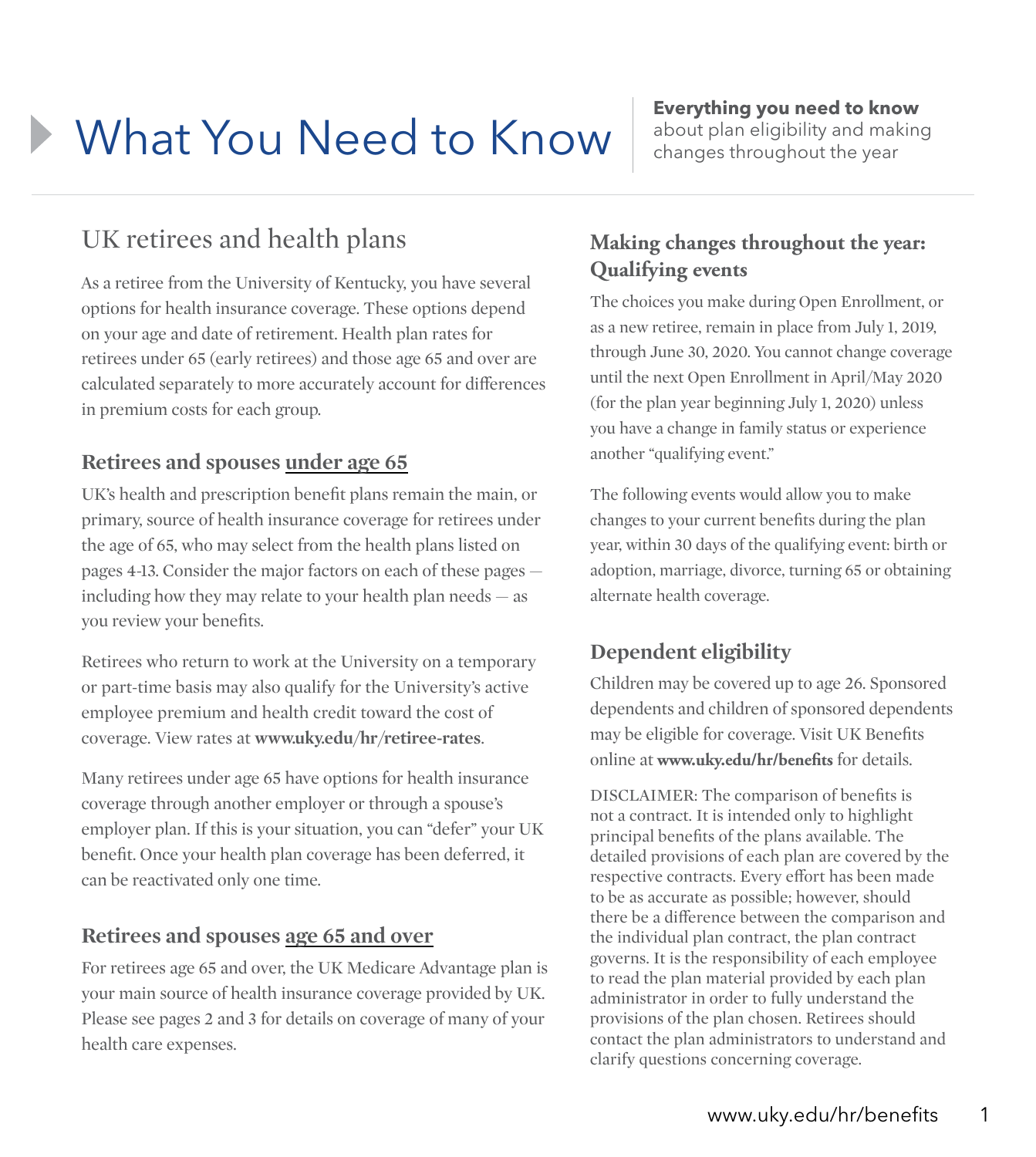# What You Need to Know

**Everything you need to know** about plan eligibility and making changes throughout the year

## UK retirees and health plans

As a retiree from the University of Kentucky, you have several options for health insurance coverage. These options depend on your age and date of retirement. Health plan rates for retirees under 65 (early retirees) and those age 65 and over are calculated separately to more accurately account for differences in premium costs for each group.

### Retirees and spouses under age 65

UK's health and prescription benefit plans remain the main, or primary, source of health insurance coverage for retirees under the age of 65, who may select from the health plans listed on pages 4-13. Consider the major factors on each of these pages — including how they may relate to your health plan needs — as you review your benefits.

Retirees who return to work at the University on a temporary or part-time basis may also qualify for the University's active employee premium and health credit toward the cost of coverage. View rates at **www.uky.edu/hr/retiree-rates**.

Many retirees under age 65 have options for health insurance coverage through another employer or through a spouse's employer plan. If this is your situation, you can "defer" your UK benefit. Once your health plan coverage has been deferred, it can be reactivated only one time.

### Retirees and spouses age 65 and over

For retirees age 65 and over, the UK Medicare Advantage plan is your main source of health insurance coverage provided by UK. Please see pages 2 and 3 for details on coverage of many of your health care expenses.

### Making changes throughout the year: Qualifying events

The choices you make during Open Enrollment, or as a new retiree, remain in place from July 1, 2019, through June 30, 2020. You cannot change coverage until the next Open Enrollment in April/May 2020 (for the plan year beginning July 1, 2020) unless you have a change in family status or experience another "qualifying event."

The following events would allow you to make changes to your current benefits during the plan year, within 30 days of the qualifying event: birth or adoption, marriage, divorce, turning 65 or obtaining alternate health coverage.

### Dependent eligibility

Children may be covered up to age 26. Sponsored dependents and children of sponsored dependents may be eligible for coverage. Visit UK Benefits online at **www.uky.edu/hr/benefits** for details.

DISCLAIMER: The comparison of benefits is not a contract. It is intended only to highlight principal benefits of the plans available. The detailed provisions of each plan are covered by the respective contracts. Every effort has been made to be as accurate as possible; however, should there be a difference between the comparison and the individual plan contract, the plan contract governs. It is the responsibility of each employee to read the plan material provided by each plan administrator in order to fully understand the provisions of the plan chosen. Retirees should contact the plan administrators to understand and clarify questions concerning coverage.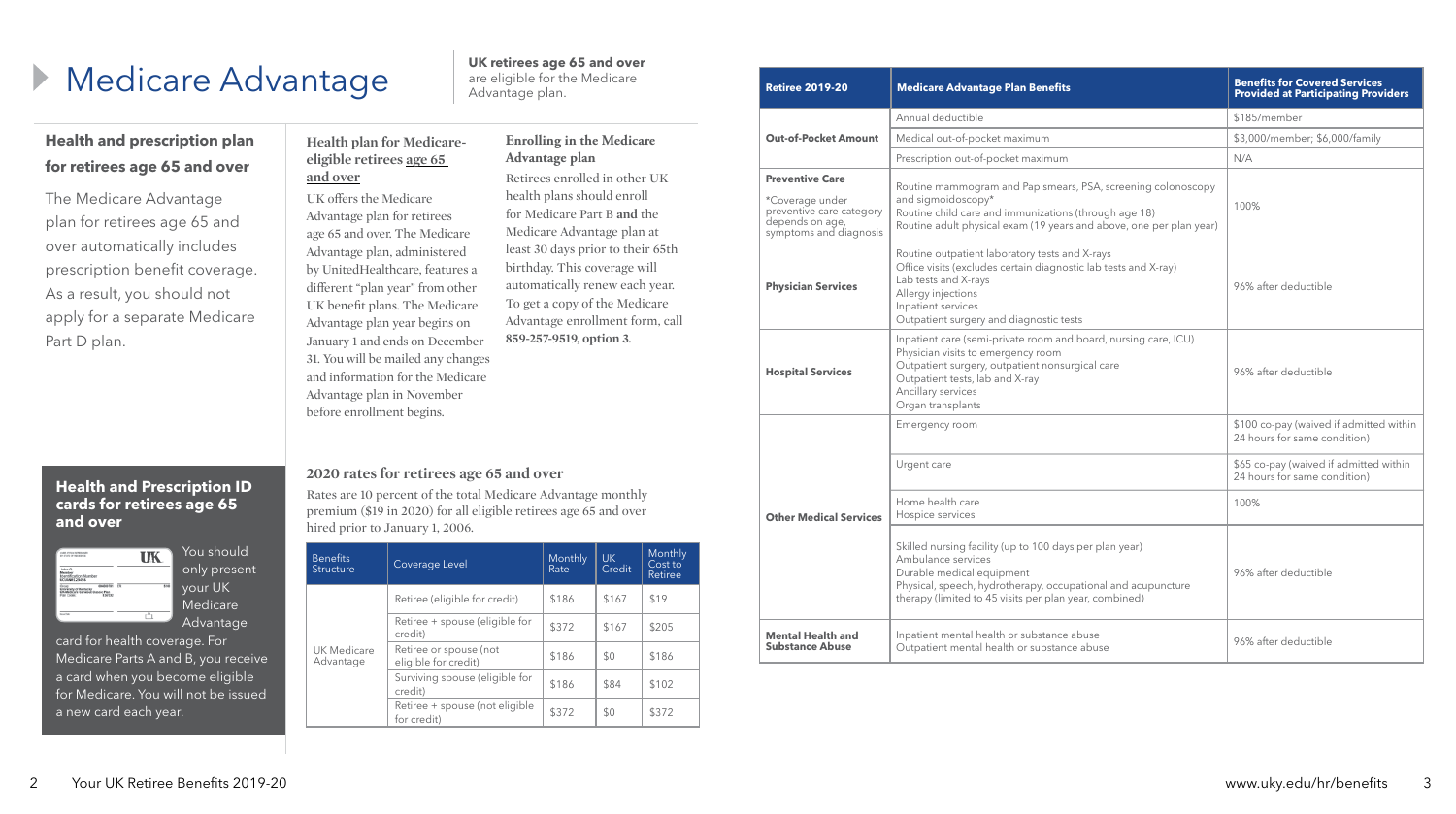# Medicare Advantage

**UK retirees age 65 and over** are eligible for the Medicare Advantage plan.

## Health and prescription plan for retirees age 65 and over

The Medicare Advantage plan for retirees age 65 and over automatically includes prescription benefit coverage. As a result, you should not apply for a separate Medicare Part D plan.

### Health plan for Medicare-eligible retirees age 65 and over

UK offers the Medicare Advantage plan for retirees age 65 and over. The Medicare Advantage plan, administered by UnitedHealthcare, features a different "plan year" from other UK benefit plans. The Medicare Advantage plan year begins on January 1 and ends on December 31. You will be mailed any changes and information for the Medicare Advantage plan in November before enrollment begins.

### Enrolling in the Medicare Advantage plan

Retirees enrolled in other UK health plans should enroll for Medicare Part B **and** the Medicare Advantage plan at least 30 days prior to their 65th birthday. This coverage will automatically renew each year. To get a copy of the Medicare Advantage enrollment form, call **859-257-9519, option 3.**

### Health and Prescription ID cards for retirees age 65 and over

You should only present your UK Medicare Advantage card for health coverage. For Medicare Parts A and B, you receive a card when you become eligible for Medicare. You will not be issued a new card each year.

### 2020 rates for retirees age 65 and over

Rates are 10 percent of the total Medicare Advantage monthly premium ($19 in 2020) for all eligible retirees age 65 and over hired prior to January 1, 2006.

| Benefits Structure | Coverage Level | Monthly Rate | UK Credit | Monthly Cost to Retiree |
|---|---|---|---|---|
| UK Medicare Advantage | Retiree (eligible for credit) | $186 | $167 | $19 |
| | Retiree + spouse (eligible for credit) | $372 | $167 | $205 |
| | Retiree or spouse (not eligible for credit) | $186 | $0 | $186 |
| | Surviving spouse (eligible for credit) | $186 | $84 | $102 |
| | Retiree + spouse (not eligible for credit) | $372 | $0 | $372 |

| Retiree 2019-20 | Medicare Advantage Plan Benefits | Benefits for Covered Services Provided at Participating Providers |
|---|---|---|
| **Out-of-Pocket Amount** | Annual deductible | $185/member |
| | Medical out-of-pocket maximum | $3,000/member; $6,000/family |
| | Prescription out-of-pocket maximum | N/A |
| **Preventive Care** *Coverage under preventive care category depends on age, symptoms and diagnosis | Routine mammogram and Pap smears, PSA, screening colonoscopy and sigmoidoscopy* Routine child care and immunizations (through age 18) Routine adult physical exam (19 years and above, one per plan year) | 100% |
| **Physician Services** | Routine outpatient laboratory tests and X-rays Office visits (excludes certain diagnostic lab tests and X-ray) Lab tests and X-rays Allergy injections Inpatient services Outpatient surgery and diagnostic tests | 96% after deductible |
| **Hospital Services** | Inpatient care (semi-private room and board, nursing care, ICU) Physician visits to emergency room Outpatient surgery, outpatient nonsurgical care Outpatient tests, lab and X-ray Ancillary services Organ transplants | 96% after deductible |
| **Other Medical Services** | Emergency room | $100 co-pay (waived if admitted within 24 hours for same condition) |
| | Urgent care | $65 co-pay (waived if admitted within 24 hours for same condition) |
| | Home health care Hospice services | 100% |
| | Skilled nursing facility (up to 100 days per plan year) Ambulance services Durable medical equipment Physical, speech, hydrotherapy, occupational and acupuncture therapy (limited to 45 visits per plan year, combined) | 96% after deductible |
| **Mental Health and Substance Abuse** | Inpatient mental health or substance abuse Outpatient mental health or substance abuse | 96% after deductible |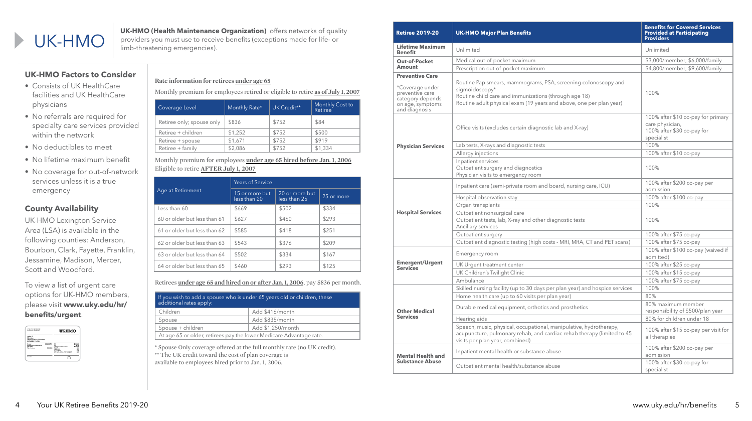# UK-HMO

**UK-HMO (Health Maintenance Organization)** offers networks of quality providers you must use to receive benefits (exceptions made for life- or limb-threatening emergencies).

## UK-HMO Factors to Consider

- Consists of UK HealthCare facilities and UK HealthCare physicians
- No referrals are required for specialty care services provided within the network
- No deductibles to meet
- No lifetime maximum benefit
- No coverage for out-of-network services unless it is a true emergency

## County Availability

UK-HMO Lexington Service Area (LSA) is available in the following counties: Anderson, Bourbon, Clark, Fayette, Franklin, Jessamine, Madison, Mercer, Scott and Woodford.

To view a list of urgent care options for UK-HMO members, please visit **www.uky.edu/hr/benefits/urgent**.

Rate information for retirees under age 65

Monthly premium for employees retired or eligible to retire as of July 1, 2007

| Coverage Level | Monthly Rate* | UK Credit** | Monthly Cost to Retiree |
|---|---|---|---|
| Retiree only; spouse only | $836 | $752 | $84 |
| Retiree + children | $1,252 | $752 | $500 |
| Retiree + spouse | $1,671 | $752 | $919 |
| Retiree + family | $2,086 | $752 | $1,334 |

Monthly premium for employees under age 65 hired before Jan. 1, 2006
Eligible to retire AFTER July 1, 2007

| Age at Retirement | Years of Service | | |
|---|---|---|---|
| | 15 or more but less than 20 | 20 or more but less than 25 | 25 or more |
| Less than 60 | $669 | $502 | $334 |
| 60 or older but less than 61 | $627 | $460 | $293 |
| 61 or older but less than 62 | $585 | $418 | $251 |
| 62 or older but less than 63 | $543 | $376 | $209 |
| 63 or older but less than 64 | $502 | $334 | $167 |
| 64 or older but less than 65 | $460 | $293 | $125 |

Retirees under age 65 and hired on or after Jan. 1, 2006, pay $836 per month.

| If you wish to add a spouse who is under 65 years old or children, these additional rates apply: | |
|---|---|
| Children | Add $416/month |
| Spouse | Add $835/month |
| Spouse + children | Add $1,250/month |
| At age 65 or older, retirees pay the lower Medicare Advantage rate. | |

* Spouse Only coverage offered at the full monthly rate (no UK credit).
** The UK credit toward the cost of plan coverage is available to employees hired prior to Jan. 1, 2006.

| Retiree 2019-20 | UK-HMO Major Plan Benefits | Benefits for Covered Services Provided at Participating Providers |
|---|---|---|
| Lifetime Maximum Benefit | Unlimited | Unlimited |
| Out-of-Pocket Amount | Medical out-of-pocket maximum | $3,000/member; $6,000/family |
| | Prescription out-of-pocket maximum | $4,800/member; $9,600/family |
| Preventive Care<br>*Coverage under preventive care category depends on age, symptoms and diagnosis | Routine Pap smears, mammograms, PSA, screening colonoscopy and sigmoidoscopy*<br>Routine child care and immunizations (through age 18)<br>Routine adult physical exam (19 years and above, one per plan year) | 100% |
| Physician Services | Office visits (excludes certain diagnostic lab and X-ray) | 100% after $10 co-pay for primary care physician,<br>100% after $30 co-pay for specialist |
| | Lab tests, X-rays and diagnostic tests | 100% |
| | Allergy injections | 100% after $10 co-pay |
| | Inpatient services<br>Outpatient surgery and diagnostics<br>Physician visits to emergency room | 100% |
| Hospital Services | Inpatient care (semi-private room and board, nursing care, ICU) | 100% after $200 co-pay per admission |
| | Hospital observation stay | 100% after $100 co-pay |
| | Organ transplants | 100% |
| | Outpatient nonsurgical care<br>Outpatient tests, lab, X-ray and other diagnostic tests<br>Ancillary services | 100% |
| | Outpatient surgery | 100% after $75 co-pay |
| | Outpatient diagnostic testing (high costs - MRI, MRA, CT and PET scans) | 100% after $75 co-pay |
| Emergent/Urgent Services | Emergency room | 100% after $100 co-pay (waived if admitted) |
| | UK Urgent treatment center | 100% after $25 co-pay |
| | UK Children's Twilight Clinic | 100% after $15 co-pay |
| | Ambulance | 100% after $75 co-pay |
| Other Medical Services | Skilled nursing facility (up to 30 days per plan year) and hospice services | 100% |
| | Home health care (up to 60 visits per plan year) | 80% |
| | Durable medical equipment, orthotics and prosthetics | 80% maximum member responsibility of $500/plan year |
| | Hearing aids | 80% for children under 18 |
| | Speech, music, physical, occupational, manipulative, hydrotherapy, acupuncture, pulmonary rehab, and cardiac rehab therapy (limited to 45 visits per plan year, combined) | 100% after $15 co-pay per visit for all therapies |
| Mental Health and Substance Abuse | Inpatient mental health or substance abuse | 100% after $200 co-pay per admission |
| | Outpatient mental health/substance abuse | 100% after $30 co-pay for specialist |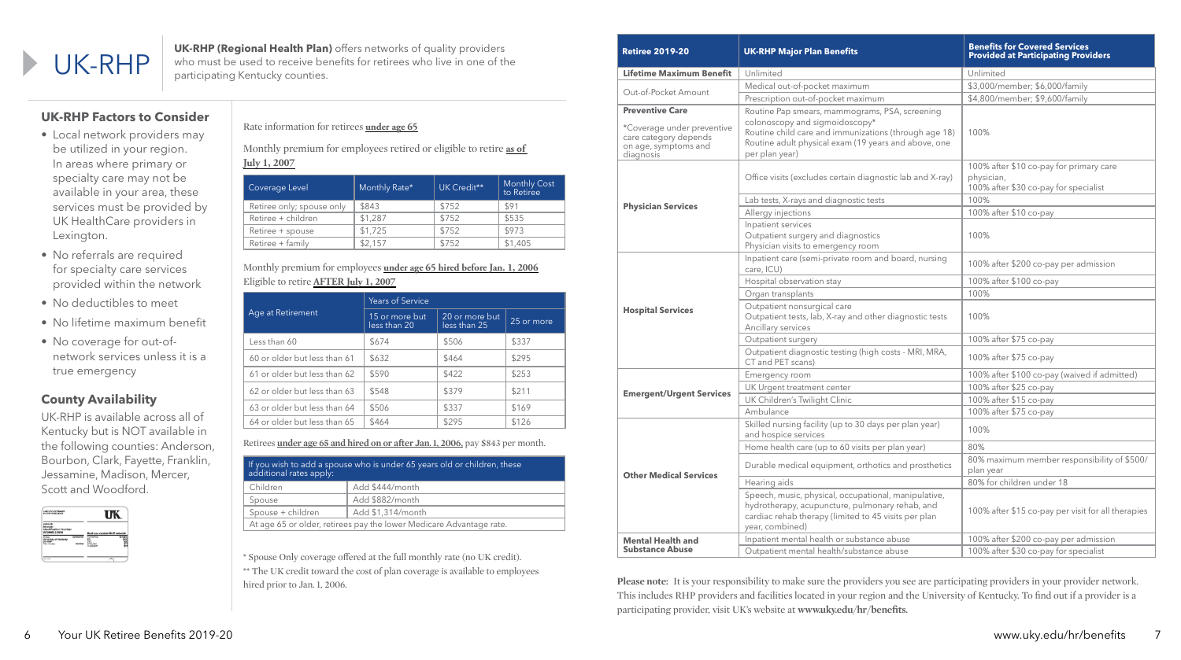# UK-RHP

**UK-RHP (Regional Health Plan)** offers networks of quality providers who must be used to receive benefits for retirees who live in one of the participating Kentucky counties.

## UK-RHP Factors to Consider

- Local network providers may be utilized in your region. In areas where primary or specialty care may not be available in your area, these services must be provided by UK HealthCare providers in Lexington.
- No referrals are required for specialty care services provided within the network
- No deductibles to meet
- No lifetime maximum benefit
- No coverage for out-of-network services unless it is a true emergency

## County Availability

UK-RHP is available across all of Kentucky but is NOT available in the following counties: Anderson, Bourbon, Clark, Fayette, Franklin, Jessamine, Madison, Mercer, Scott and Woodford.

Rate information for retirees **under age 65**

Monthly premium for employees retired or eligible to retire **as of July 1, 2007**

| Coverage Level | Monthly Rate* | UK Credit** | Monthly Cost to Retiree |
|---|---|---|---|
| Retiree only; spouse only | $843 | $752 | $91 |
| Retiree + children | $1,287 | $752 | $535 |
| Retiree + spouse | $1,725 | $752 | $973 |
| Retiree + family | $2,157 | $752 | $1,405 |

Monthly premium for employees **under age 65 hired before Jan. 1, 2006** Eligible to retire **AFTER July 1, 2007**

| Age at Retirement | Years of Service | | |
|---|---|---|---|
| | 15 or more but less than 20 | 20 or more but less than 25 | 25 or more |
| Less than 60 | $674 | $506 | $337 |
| 60 or older but less than 61 | $632 | $464 | $295 |
| 61 or older but less than 62 | $590 | $422 | $253 |
| 62 or older but less than 63 | $548 | $379 | $211 |
| 63 or older but less than 64 | $506 | $337 | $169 |
| 64 or older but less than 65 | $464 | $295 | $126 |

Retirees **under age 65 and hired on or after Jan. 1, 2006**, pay $843 per month.

| If you wish to add a spouse who is under 65 years old or children, these additional rates apply: | |
|---|---|
| Children | Add $444/month |
| Spouse | Add $882/month |
| Spouse + children | Add $1,314/month |
| At age 65 or older, retirees pay the lower Medicare Advantage rate. | |

* Spouse Only coverage offered at the full monthly rate (no UK credit).

** The UK credit toward the cost of plan coverage is available to employees hired prior to Jan. 1, 2006.

| Retiree 2019-20 | UK-RHP Major Plan Benefits | Benefits for Covered Services Provided at Participating Providers |
|---|---|---|
| **Lifetime Maximum Benefit** | Unlimited | Unlimited |
| Out-of-Pocket Amount | Medical out-of-pocket maximum | $3,000/member; $6,000/family |
| | Prescription out-of-pocket maximum | $4,800/member; $9,600/family |
| **Preventive Care** *Coverage under preventive care category depends on age, symptoms and diagnosis | Routine Pap smears, mammograms, PSA, screening colonoscopy and sigmoidoscopy* Routine child care and immunizations (through age 18) Routine adult physical exam (19 years and above, one per plan year) | 100% |
| **Physician Services** | Office visits (excludes certain diagnostic lab and X-ray) | 100% after $10 co-pay for primary care physician, 100% after $30 co-pay for specialist |
| | Lab tests, X-rays and diagnostic tests | 100% |
| | Allergy injections | 100% after $10 co-pay |
| | Inpatient services Outpatient surgery and diagnostics Physician visits to emergency room | 100% |
| **Hospital Services** | Inpatient care (semi-private room and board, nursing care, ICU) | 100% after $200 co-pay per admission |
| | Hospital observation stay | 100% after $100 co-pay |
| | Organ transplants | 100% |
| | Outpatient nonsurgical care Outpatient tests, lab, X-ray and other diagnostic tests Ancillary services | 100% |
| | Outpatient surgery | 100% after $75 co-pay |
| | Outpatient diagnostic testing (high costs - MRI, MRA, CT and PET scans) | 100% after $75 co-pay |
| **Emergent/Urgent Services** | Emergency room | 100% after $100 co-pay (waived if admitted) |
| | UK Urgent treatment center | 100% after $25 co-pay |
| | UK Children's Twilight Clinic | 100% after $15 co-pay |
| | Ambulance | 100% after $75 co-pay |
| **Other Medical Services** | Skilled nursing facility (up to 30 days per plan year) and hospice services | 100% |
| | Home health care (up to 60 visits per plan year) | 80% |
| | Durable medical equipment, orthotics and prosthetics | 80% maximum member responsibility of $500/ plan year |
| | Hearing aids | 80% for children under 18 |
| | Speech, music, physical, occupational, manipulative, hydrotherapy, acupuncture, pulmonary rehab, and cardiac rehab therapy (limited to 45 visits per plan year, combined) | 100% after $15 co-pay per visit for all therapies |
| **Mental Health and Substance Abuse** | Inpatient mental health or substance abuse | 100% after $200 co-pay per admission |
| | Outpatient mental health/substance abuse | 100% after $30 co-pay for specialist |

**Please note:** It is your responsibility to make sure the providers you see are participating providers in your provider network. This includes RHP providers and facilities located in your region and the University of Kentucky. To find out if a provider is a participating provider, visit UK's website at **www.uky.edu/hr/benefits**.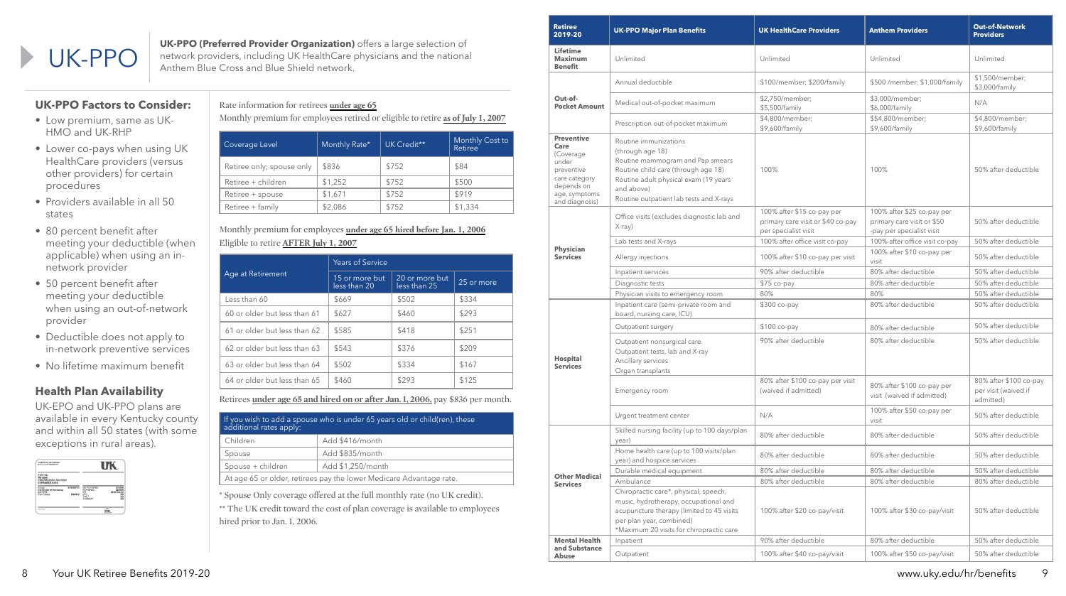# UK-PPO

**UK-PPO (Preferred Provider Organization)** offers a large selection of network providers, including UK HealthCare physicians and the national Anthem Blue Cross and Blue Shield network.

## UK-PPO Factors to Consider:

- Low premium, same as UK-HMO and UK-RHP
- Lower co-pays when using UK HealthCare providers (versus other providers) for certain procedures
- Providers available in all 50 states
- 80 percent benefit after meeting your deductible (when applicable) when using an in-network provider
- 50 percent benefit after meeting your deductible when using an out-of-network provider
- Deductible does not apply to in-network preventive services
- No lifetime maximum benefit

## Health Plan Availability

UK-EPO and UK-PPO plans are available in every Kentucky county and within all 50 states (with some exceptions in rural areas).

Rate information for retirees **under age 65**

Monthly premium for employees retired or eligible to retire **as of July 1, 2007**

| Coverage Level | Monthly Rate* | UK Credit** | Monthly Cost to Retiree |
|---|---|---|---|
| Retiree only; spouse only | $836 | $752 | $84 |
| Retiree + children | $1,252 | $752 | $500 |
| Retiree + spouse | $1,671 | $752 | $919 |
| Retiree + family | $2,086 | $752 | $1,334 |

Monthly premium for employees **under age 65 hired before Jan. 1, 2006**
Eligible to retire **AFTER July 1, 2007**

| Age at Retirement | Years of Service | | |
|---|---|---|---|
| | 15 or more but less than 20 | 20 or more but less than 25 | 25 or more |
| Less than 60 | $669 | $502 | $334 |
| 60 or older but less than 61 | $627 | $460 | $293 |
| 61 or older but less than 62 | $585 | $418 | $251 |
| 62 or older but less than 63 | $543 | $376 | $209 |
| 63 or older but less than 64 | $502 | $334 | $167 |
| 64 or older but less than 65 | $460 | $293 | $125 |

Retirees **under age 65 and hired on or after Jan. 1, 2006,** pay $836 per month.

| If you wish to add a spouse who is under 65 years old or child(ren), these additional rates apply: | |
|---|---|
| Children | Add $416/month |
| Spouse | Add $835/month |
| Spouse + children | Add $1,250/month |
| At age 65 or older, retirees pay the lower Medicare Advantage rate. | |

\* Spouse Only coverage offered at the full monthly rate (no UK credit).

\*\* The UK credit toward the cost of plan coverage is available to employees hired prior to Jan. 1, 2006.

| Retiree 2019-20 | UK-PPO Major Plan Benefits | UK HealthCare Providers | Anthem Providers | Out-of-Network Providers |
|---|---|---|---|---|
| Lifetime Maximum Benefit | Unlimited | Unlimited | Unlimited | Unlimited |
| Out-of-Pocket Amount | Annual deductible | $100/member; $200/family | $500 /member; $1,000/family | $1,500/member; $3,000/family |
| | Medical out-of-pocket maximum | $2,750/member; $5,500/family | $3,000/member; $6,000/family | N/A |
| | Prescription out-of-pocket maximum | $4,800/member; $9,600/family | $$4,800/member; $9,600/family | $4,800/member; $9,600/family |
| Preventive Care (Coverage under preventive care category depends on age, symptoms and diagnosis) | Routine immunizations (through age 18) Routine mammogram and Pap smears Routine child care (through age 18) Routine adult physical exam (19 years and above) Routine outpatient lab tests and X-rays | 100% | 100% | 50% after deductible |
| Physician Services | Office visits (excludes diagnostic lab and X-ray) | 100% after $15 co-pay per primary care visit or $40 co-pay per specialist visit | 100% after $25 co-pay per primary care visit or $50 -pay per specialist visit | 50% after deductible |
| | Lab tests and X-rays | 100% after office visit co-pay | 100% after office visit co-pay | 50% after deductible |
| | Allergy injections | 100% after $10 co-pay per visit | 100% after $10 co-pay per visit | 50% after deductible |
| | Inpatient services | 90% after deductible | 80% after deductible | 50% after deductible |
| | Diagnostic tests | $75 co-pay | 80% after deductible | 50% after deductible |
| | Physician visits to emergency room | 80% | 80% | 50% after deductible |
| Hospital Services | Inpatient care (semi-private room and board, nursing care, ICU) | $300 co-pay | 80% after deductible | 50% after deductible |
| | Outpatient surgery | $100 co-pay | 80% after deductible | 50% after deductible |
| | Outpatient nonsurgical care Outpatient tests, lab and X-ray Ancillary services Organ transplants | 90% after deductible | 80% after deductible | 50% after deductible |
| | Emergency room | 80% after $100 co-pay per visit (waived if admitted) | 80% after $100 co-pay per visit (waived if admitted) | 80% after $100 co-pay per visit (waived if admitted) |
| | Urgent treatment center | N/A | 100% after $50 co-pay per visit | 50% after deductible |
| Other Medical Services | Skilled nursing facility (up to 100 days/plan year) | 80% after deductible | 80% after deductible | 50% after deductible |
| | Home health care (up to 100 visits/plan year) and hospice services | 80% after deductible | 80% after deductible | 50% after deductible |
| | Durable medical equipment | 80% after deductible | 80% after deductible | 50% after deductible |
| | Ambulance | 80% after deductible | 80% after deductible | 80% after deductible |
| | Chiropractic care*, physical, speech, music, hydrotherapy, occupational and acupuncture therapy (limited to 45 visits per plan year, combined) *Maximum 20 visits for chiropractic care | 100% after $20 co-pay/visit | 100% after $30 co-pay/visit | 50% after deductible |
| Mental Health and Substance Abuse | Inpatient | 90% after deductible | 80% after deductible | 50% after deductible |
| | Outpatient | 100% after $40 co-pay/visit | 100% after $50 co-pay/visit | 50% after deductible |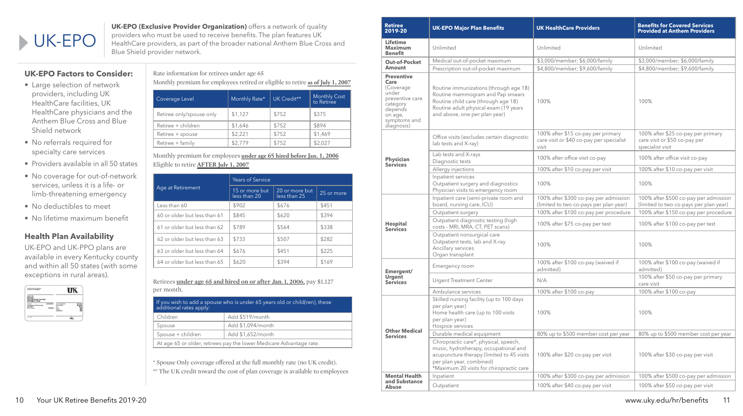# UK-EPO

**UK-EPO (Exclusive Provider Organization)** offers a network of quality providers who must be used to receive benefits. The plan features UK HealthCare providers, as part of the broader national Anthem Blue Cross and Blue Shield provider network.

## UK-EPO Factors to Consider:

- Large selection of network providers, including UK HealthCare facilities, UK HealthCare physicians and the Anthem Blue Cross and Blue Shield network
- No referrals required for specialty care services
- Providers available in all 50 states
- No coverage for out-of-network services, unless it is a life- or limb-threatening emergency
- No deductibles to meet
- No lifetime maximum benefit

## Health Plan Availability

UK-EPO and UK-PPO plans are available in every Kentucky county and within all 50 states (with some exceptions in rural areas).

Rate information for retirees under age 65

Monthly premium for employees retired or eligible to retire **as of July 1, 2007**

| Coverage Level | Monthly Rate* | UK Credit** | Monthly Cost to Retiree |
|---|---|---|---|
| Retiree only/spouse only | $1,127 | $752 | $375 |
| Retiree + children | $1,646 | $752 | $894 |
| Retiree + spouse | $2,221 | $752 | $1,469 |
| Retiree + family | $2,779 | $752 | $2,027 |

Monthly premium for employees **under age 65 hired before Jan. 1, 2006**
Eligible to retire **AFTER July 1, 2007**

| Age at Retirement | Years of Service | | |
|---|---|---|---|
| | 15 or more but less than 20 | 20 or more but less than 25 | 25 or more |
| Less than 60 | $902 | $676 | $451 |
| 60 or older but less than 61 | $845 | $620 | $394 |
| 61 or older but less than 62 | $789 | $564 | $338 |
| 62 or older but less than 63 | $733 | $507 | $282 |
| 63 or older but less than 64 | $676 | $451 | $225 |
| 64 or older but less than 65 | $620 | $394 | $169 |

Retirees **under age 65 and hired on or after Jan. 1, 2006**, pay $1,127 per month.

| If you wish to add a spouse who is under 65 years old or child(ren), these additional rates apply: | |
|---|---|
| Children | Add $519/month |
| Spouse | Add $1,094/month |
| Spouse + children | Add $1,652/month |
| At age 65 or older, retirees pay the lower Medicare Advantage rate. | |

\* Spouse Only coverage offered at the full monthly rate (no UK credit).
\*\* The UK credit toward the cost of plan coverage is available to employees

| Retiree 2019-20 | UK-EPO Major Plan Benefits | UK HealthCare Providers | Benefits for Covered Services Provided at Anthem Providers |
|---|---|---|---|
| Lifetime Maximum Benefit | Unlimited | Unlimited | Unlimited |
| Out-of-Pocket Amount | Medical out-of-pocket maximum | $3,000/member; $6,000/family | $3,000/member; $6,000/family |
| | Prescription out-of-pocket maximum | $4,800/member; $9,600/family | $4,800/member; $9,600/family |
| Preventive Care (Coverage under preventive care category depends on age, symptoms and diagnosis) | Routine immunizations (through age 18)<br>Routine mammogram and Pap smears<br>Routine child care (through age 18)<br>Routine adult physical exam (19 years and above, one per plan year) | 100% | 100% |
| Physician Services | Office visits (excludes certain diagnostic lab tests and X-ray) | 100% after $15 co-pay per primary care visit or $40 co-pay per specialist visit | 100% after $25 co-pay per primary care visit or $50 co-pay per specialist visit |
| | Lab tests and X-rays<br>Diagnostic tests | 100% after office visit co-pay | 100% after office visit co-pay |
| | Allergy injections | 100% after $10 co-pay per visit | 100% after $10 co-pay per visit |
| | Inpatient services<br>Outpatient surgery and diagnostics<br>Physician visits to emergency room | 100% | 100% |
| Hospital Services | Inpatient care (semi-private room and board, nursing care, ICU) | 100% after $300 co-pay per admission (limited to two co-pays per plan year) | 100% after $500 co-pay per admission (limited to two co-pays per plan year) |
| | Outpatient surgery | 100% after $100 co-pay per procedure | 100% after $150 co-pay per procedure |
| | Outpatient diagnostic testing (high costs - MRI, MRA, CT, PET scans) | 100% after $75 co-pay per test | 100% after $100 co-pay per test |
| | Outpatient nonsurgical care<br>Outpatient tests, lab and X-ray<br>Ancillary services<br>Organ transplant | 100% | 100% |
| Emergent/ Urgent Services | Emergency room | 100% after $100 co-pay (waived if admitted) | 100% after $100 co-pay (waived if admitted) |
| | Urgent Treatment Center | N/A | 100% after $50 co-pay per primary care visit |
| | Ambulance services | 100% after $100 co-pay | 100% after $100 co-pay |
| Other Medical Services | Skilled nursing facility (up to 100 days per plan year)<br>Home health care (up to 100 visits per plan year)<br>Hospice services | 100% | 100% |
| | Durable medical equipment | 80% up to $500 member cost per year | 80% up to $500 member cost per year |
| | Chiropractic care*, physical, speech, music, hydrotherapy, occupational and acupuncture therapy (limited to 45 visits per plan year, combined)<br>*Maximum 20 visits for chiropractic care | 100% after $20 co-pay per visit | 100% after $30 co-pay per visit |
| Mental Health and Substance Abuse | Inpatient | 100% after $300 co-pay per admission | 100% after $500 co-pay per admission |
| | Outpatient | 100% after $40 co-pay per visit | 100% after $50 co-pay per visit |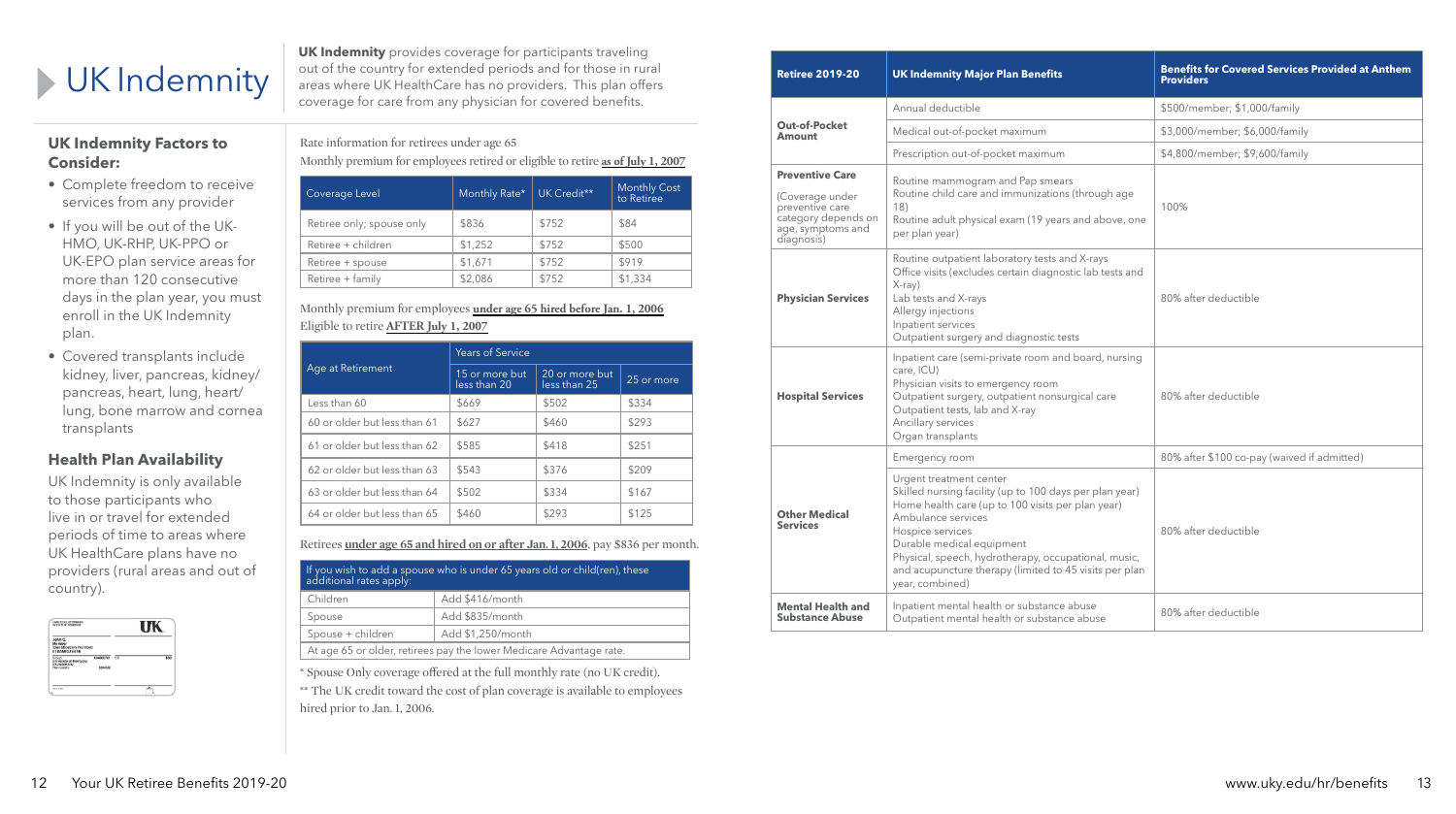# UK Indemnity

**UK Indemnity** provides coverage for participants traveling out of the country for extended periods and for those in rural areas where UK HealthCare has no providers. This plan offers coverage for care from any physician for covered benefits.

### UK Indemnity Factors to Consider:

- Complete freedom to receive services from any provider
- If you will be out of the UK-HMO, UK-RHP, UK-PPO or UK-EPO plan service areas for more than 120 consecutive days in the plan year, you must enroll in the UK Indemnity plan.
- Covered transplants include kidney, liver, pancreas, kidney/pancreas, heart, lung, heart/lung, bone marrow and cornea transplants

### Health Plan Availability

UK Indemnity is only available to those participants who live in or travel for extended periods of time to areas where UK HealthCare plans have no providers (rural areas and out of country).

Rate information for retirees under age 65

Monthly premium for employees retired or eligible to retire **as of July 1, 2007**

| Coverage Level | Monthly Rate* | UK Credit** | Monthly Cost to Retiree |
|---|---|---|---|
| Retiree only; spouse only | $836 | $752 | $84 |
| Retiree + children | $1,252 | $752 | $500 |
| Retiree + spouse | $1,671 | $752 | $919 |
| Retiree + family | $2,086 | $752 | $1,334 |

Monthly premium for employees **under age 65 hired before Jan. 1, 2006** Eligible to retire **AFTER July 1, 2007**

| Age at Retirement | Years of Service | | |
|---|---|---|---|
| | 15 or more but less than 20 | 20 or more but less than 25 | 25 or more |
| Less than 60 | $669 | $502 | $334 |
| 60 or older but less than 61 | $627 | $460 | $293 |
| 61 or older but less than 62 | $585 | $418 | $251 |
| 62 or older but less than 63 | $543 | $376 | $209 |
| 63 or older but less than 64 | $502 | $334 | $167 |
| 64 or older but less than 65 | $460 | $293 | $125 |

Retirees **under age 65 and hired on or after Jan. 1, 2006**, pay $836 per month.

| If you wish to add a spouse who is under 65 years old or child(ren), these additional rates apply: | |
|---|---|
| Children | Add $416/month |
| Spouse | Add $835/month |
| Spouse + children | Add $1,250/month |
| At age 65 or older, retirees pay the lower Medicare Advantage rate. | |

\* Spouse Only coverage offered at the full monthly rate (no UK credit).

\*\* The UK credit toward the cost of plan coverage is available to employees hired prior to Jan. 1, 2006.

| Retiree 2019-20 | UK Indemnity Major Plan Benefits | Benefits for Covered Services Provided at Anthem Providers |
|---|---|---|
| Out-of-Pocket Amount | Annual deductible | $500/member; $1,000/family |
| | Medical out-of-pocket maximum | $3,000/member; $6,000/family |
| | Prescription out-of-pocket maximum | $4,800/member; $9,600/family |
| **Preventive Care** (Coverage under preventive care category depends on age, symptoms and diagnosis) | Routine mammogram and Pap smears<br>Routine child care and immunizations (through age 18)<br>Routine adult physical exam (19 years and above, one per plan year) | 100% |
| **Physician Services** | Routine outpatient laboratory tests and X-rays<br>Office visits (excludes certain diagnostic lab tests and X-ray)<br>Lab tests and X-rays<br>Allergy injections<br>Inpatient services<br>Outpatient surgery and diagnostic tests | 80% after deductible |
| **Hospital Services** | Inpatient care (semi-private room and board, nursing care, ICU)<br>Physician visits to emergency room<br>Outpatient surgery, outpatient nonsurgical care<br>Outpatient tests, lab and X-ray<br>Ancillary services<br>Organ transplants | 80% after deductible |
| **Other Medical Services** | Emergency room | 80% after $100 co-pay (waived if admitted) |
| | Urgent treatment center<br>Skilled nursing facility (up to 100 days per plan year)<br>Home health care (up to 100 visits per plan year)<br>Ambulance services<br>Hospice services<br>Durable medical equipment<br>Physical, speech, hydrotherapy, occupational, music, and acupuncture therapy (limited to 45 visits per plan year, combined) | 80% after deductible |
| **Mental Health and Substance Abuse** | Inpatient mental health or substance abuse<br>Outpatient mental health or substance abuse | 80% after deductible |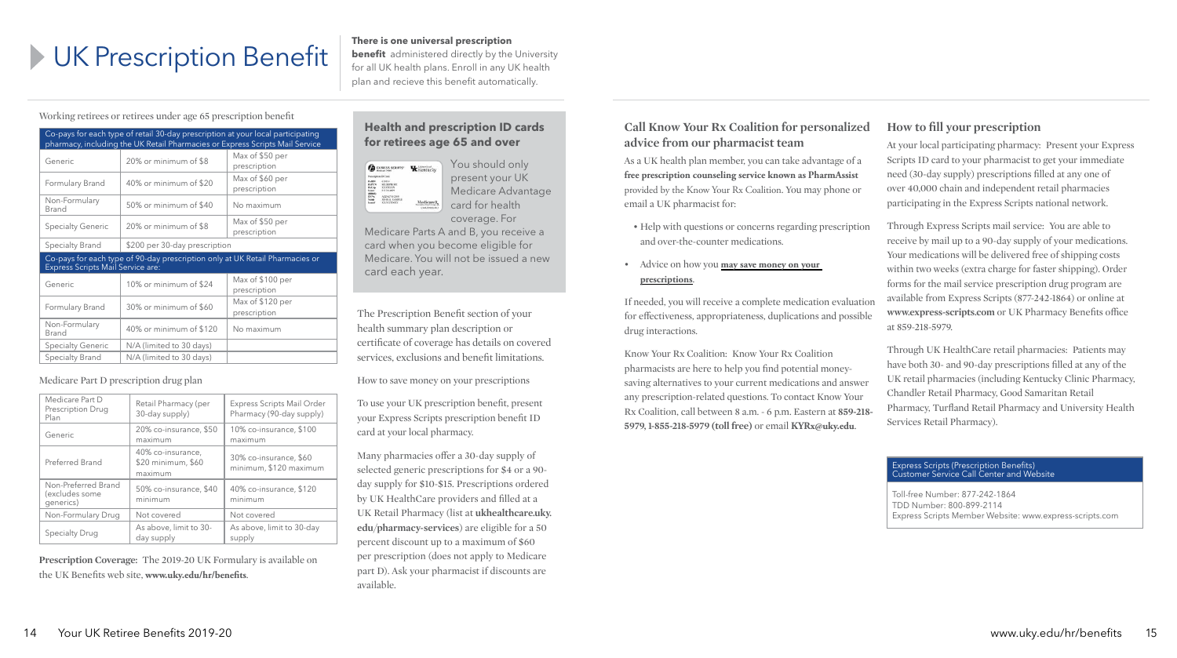# UK Prescription Benefit

**There is one universal prescription benefit** administered directly by the University for all UK health plans. Enroll in any UK health plan and recieve this benefit automatically.

Working retirees or retirees under age 65 prescription benefit

| Co-pays for each type of retail 30-day prescription at your local participating pharmacy, including the UK Retail Pharmacies or Express Scripts Mail Service | | |
|---|---|---|
| Generic | 20% or minimum of $8 | Max of $50 per prescription |
| Formulary Brand | 40% or minimum of $20 | Max of $60 per prescription |
| Non-Formulary Brand | 50% or minimum of $40 | No maximum |
| Specialty Generic | 20% or minimum of $8 | Max of $50 per prescription |
| Specialty Brand | $200 per 30-day prescription | |
| **Co-pays for each type of 90-day prescription only at UK Retail Pharmacies or Express Scripts Mail Service are:** | | |
| Generic | 10% or minimum of $24 | Max of $100 per prescription |
| Formulary Brand | 30% or minimum of $60 | Max of $120 per prescription |
| Non-Formulary Brand | 40% or minimum of $120 | No maximum |
| Specialty Generic | N/A (limited to 30 days) | |
| Specialty Brand | N/A (limited to 30 days) | |

Medicare Part D prescription drug plan

| Medicare Part D Prescription Drug Plan | Retail Pharmacy (per 30-day supply) | Express Scripts Mail Order Pharmacy (90-day supply) |
|---|---|---|
| Generic | 20% co-insurance, $50 maximum | 10% co-insurance, $100 maximum |
| Preferred Brand | 40% co-insurance, $20 minimum, $60 maximum | 30% co-insurance, $60 minimum, $120 maximum |
| Non-Preferred Brand (excludes some generics) | 50% co-insurance, $40 minimum | 40% co-insurance, $120 minimum |
| Non-Formulary Drug | Not covered | Not covered |
| Specialty Drug | As above, limit to 30-day supply | As above, limit to 30-day supply |

**Prescription Coverage:** The 2019-20 UK Formulary is available on the UK Benefits web site, **www.uky.edu/hr/benefits**.

### Health and prescription ID cards for retirees age 65 and over

You should only present your UK Medicare Advantage card for health coverage. For Medicare Parts A and B, you receive a card when you become eligible for Medicare. You will not be issued a new card each year.

The Prescription Benefit section of your health summary plan description or certificate of coverage has details on covered services, exclusions and benefit limitations.

How to save money on your prescriptions

To use your UK prescription benefit, present your Express Scripts prescription benefit ID card at your local pharmacy.

Many pharmacies offer a 30-day supply of selected generic prescriptions for $4 or a 90-day supply for $10-$15. Prescriptions ordered by UK HealthCare providers and filled at a UK Retail Pharmacy (list at **ukhealthcare.uky.edu/pharmacy-services**) are eligible for a 50 percent discount up to a maximum of $60 per prescription (does not apply to Medicare part D). Ask your pharmacist if discounts are available.

### Call Know Your Rx Coalition for personalized advice from our pharmacist team

As a UK health plan member, you can take advantage of a **free prescription counseling service known as PharmAssist** provided by the Know Your Rx Coalition. You may phone or email a UK pharmacist for:

- Help with questions or concerns regarding prescription and over-the-counter medications.
- Advice on how you **may save money on your prescriptions**.

If needed, you will receive a complete medication evaluation for effectiveness, appropriateness, duplications and possible drug interactions.

Know Your Rx Coalition: Know Your Rx Coalition pharmacists are here to help you find potential money-saving alternatives to your current medications and answer any prescription-related questions. To contact Know Your Rx Coalition, call between 8 a.m. - 6 p.m. Eastern at **859-218-5979, 1-855-218-5979 (toll free)** or email **KYRx@uky.edu**.

### How to fill your prescription

At your local participating pharmacy: Present your Express Scripts ID card to your pharmacist to get your immediate need (30-day supply) prescriptions filled at any one of over 40,000 chain and independent retail pharmacies participating in the Express Scripts national network.

Through Express Scripts mail service: You are able to receive by mail up to a 90-day supply of your medications. Your medications will be delivered free of shipping costs within two weeks (extra charge for faster shipping). Order forms for the mail service prescription drug program are available from Express Scripts (877-242-1864) or online at **www.express-scripts.com** or UK Pharmacy Benefits office at 859-218-5979.

Through UK HealthCare retail pharmacies: Patients may have both 30- and 90-day prescriptions filled at any of the UK retail pharmacies (including Kentucky Clinic Pharmacy, Chandler Retail Pharmacy, Good Samaritan Retail Pharmacy, Turfland Retail Pharmacy and University Health Services Retail Pharmacy).

**Express Scripts (Prescription Benefits) Customer Service Call Center and Website**

Toll-free Number: 877-242-1864
TDD Number: 800-899-2114
Express Scripts Member Website: www.express-scripts.com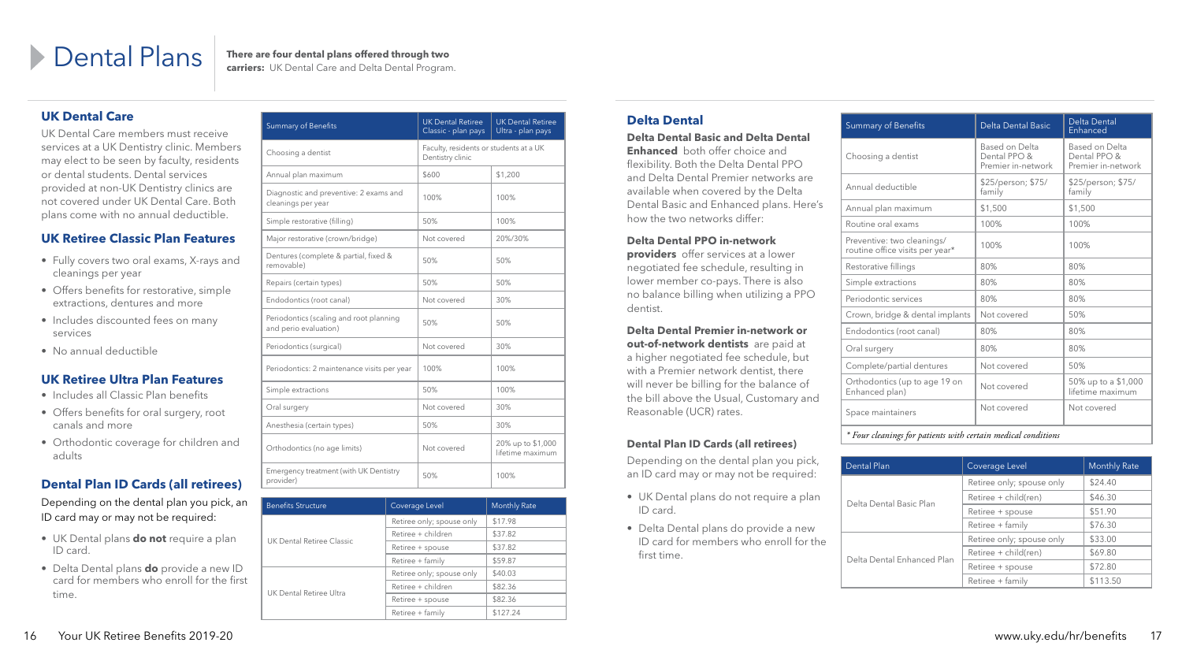# Dental Plans

**There are four dental plans offered through two carriers:** UK Dental Care and Delta Dental Program.

## UK Dental Care

UK Dental Care members must receive services at a UK Dentistry clinic. Members may elect to be seen by faculty, residents or dental students. Dental services provided at non-UK Dentistry clinics are not covered under UK Dental Care. Both plans come with no annual deductible.

### UK Retiree Classic Plan Features

- Fully covers two oral exams, X-rays and cleanings per year
- Offers benefits for restorative, simple extractions, dentures and more
- Includes discounted fees on many services
- No annual deductible

### UK Retiree Ultra Plan Features

- Includes all Classic Plan benefits
- Offers benefits for oral surgery, root canals and more
- Orthodontic coverage for children and adults

### Dental Plan ID Cards (all retirees)

Depending on the dental plan you pick, an ID card may or may not be required:

- UK Dental plans **do not** require a plan ID card.
- Delta Dental plans **do** provide a new ID card for members who enroll for the first time.

| Summary of Benefits | UK Dental Retiree Classic - plan pays | UK Dental Retiree Ultra - plan pays |
|---|---|---|
| Choosing a dentist | Faculty, residents or students at a UK Dentistry clinic | |
| Annual plan maximum | $600 | $1,200 |
| Diagnostic and preventive: 2 exams and cleanings per year | 100% | 100% |
| Simple restorative (filling) | 50% | 100% |
| Major restorative (crown/bridge) | Not covered | 20%/30% |
| Dentures (complete & partial, fixed & removable) | 50% | 50% |
| Repairs (certain types) | 50% | 50% |
| Endodontics (root canal) | Not covered | 30% |
| Periodontics (scaling and root planning and perio evaluation) | 50% | 50% |
| Periodontics (surgical) | Not covered | 30% |
| Periodontics: 2 maintenance visits per year | 100% | 100% |
| Simple extractions | 50% | 100% |
| Oral surgery | Not covered | 30% |
| Anesthesia (certain types) | 50% | 30% |
| Orthodontics (no age limits) | Not covered | 20% up to $1,000 lifetime maximum |
| Emergency treatment (with UK Dentistry provider) | 50% | 100% |

| Benefits Structure | Coverage Level | Monthly Rate |
|---|---|---|
| UK Dental Retiree Classic | Retiree only; spouse only | $17.98 |
| | Retiree + children | $37.82 |
| | Retiree + spouse | $37.82 |
| | Retiree + family | $59.87 |
| UK Dental Retiree Ultra | Retiree only; spouse only | $40.03 |
| | Retiree + children | $82.36 |
| | Retiree + spouse | $82.36 |
| | Retiree + family | $127.24 |

## Delta Dental

**Delta Dental Basic and Delta Dental Enhanced** both offer choice and flexibility. Both the Delta Dental PPO and Delta Dental Premier networks are available when covered by the Delta Dental Basic and Enhanced plans. Here's how the two networks differ:

**Delta Dental PPO in-network providers** offer services at a lower negotiated fee schedule, resulting in lower member co-pays. There is also no balance billing when utilizing a PPO dentist.

**Delta Dental Premier in-network or out-of-network dentists** are paid at a higher negotiated fee schedule, but with a Premier network dentist, there will never be billing for the balance of the bill above the Usual, Customary and Reasonable (UCR) rates.

### Dental Plan ID Cards (all retirees)

Depending on the dental plan you pick, an ID card may or may not be required:

- UK Dental plans do not require a plan ID card.
- Delta Dental plans do provide a new ID card for members who enroll for the first time.

| Summary of Benefits | Delta Dental Basic | Delta Dental Enhanced |
|---|---|---|
| Choosing a dentist | Based on Delta Dental PPO & Premier in-network | Based on Delta Dental PPO & Premier in-network |
| Annual deductible | $25/person; $75/family | $25/person; $75/family |
| Annual plan maximum | $1,500 | $1,500 |
| Routine oral exams | 100% | 100% |
| Preventive: two cleanings/routine office visits per year* | 100% | 100% |
| Restorative fillings | 80% | 80% |
| Simple extractions | 80% | 80% |
| Periodontic services | 80% | 80% |
| Crown, bridge & dental implants | Not covered | 50% |
| Endodontics (root canal) | 80% | 80% |
| Oral surgery | 80% | 80% |
| Complete/partial dentures | Not covered | 50% |
| Orthodontics (up to age 19 on Enhanced plan) | Not covered | 50% up to a $1,000 lifetime maximum |
| Space maintainers | Not covered | Not covered |

*\* Four cleanings for patients with certain medical conditions*

| Dental Plan | Coverage Level | Monthly Rate |
|---|---|---|
| Delta Dental Basic Plan | Retiree only; spouse only | $24.40 |
| | Retiree + child(ren) | $46.30 |
| | Retiree + spouse | $51.90 |
| | Retiree + family | $76.30 |
| Delta Dental Enhanced Plan | Retiree only; spouse only | $33.00 |
| | Retiree + child(ren) | $69.80 |
| | Retiree + spouse | $72.80 |
| | Retiree + family | $113.50 |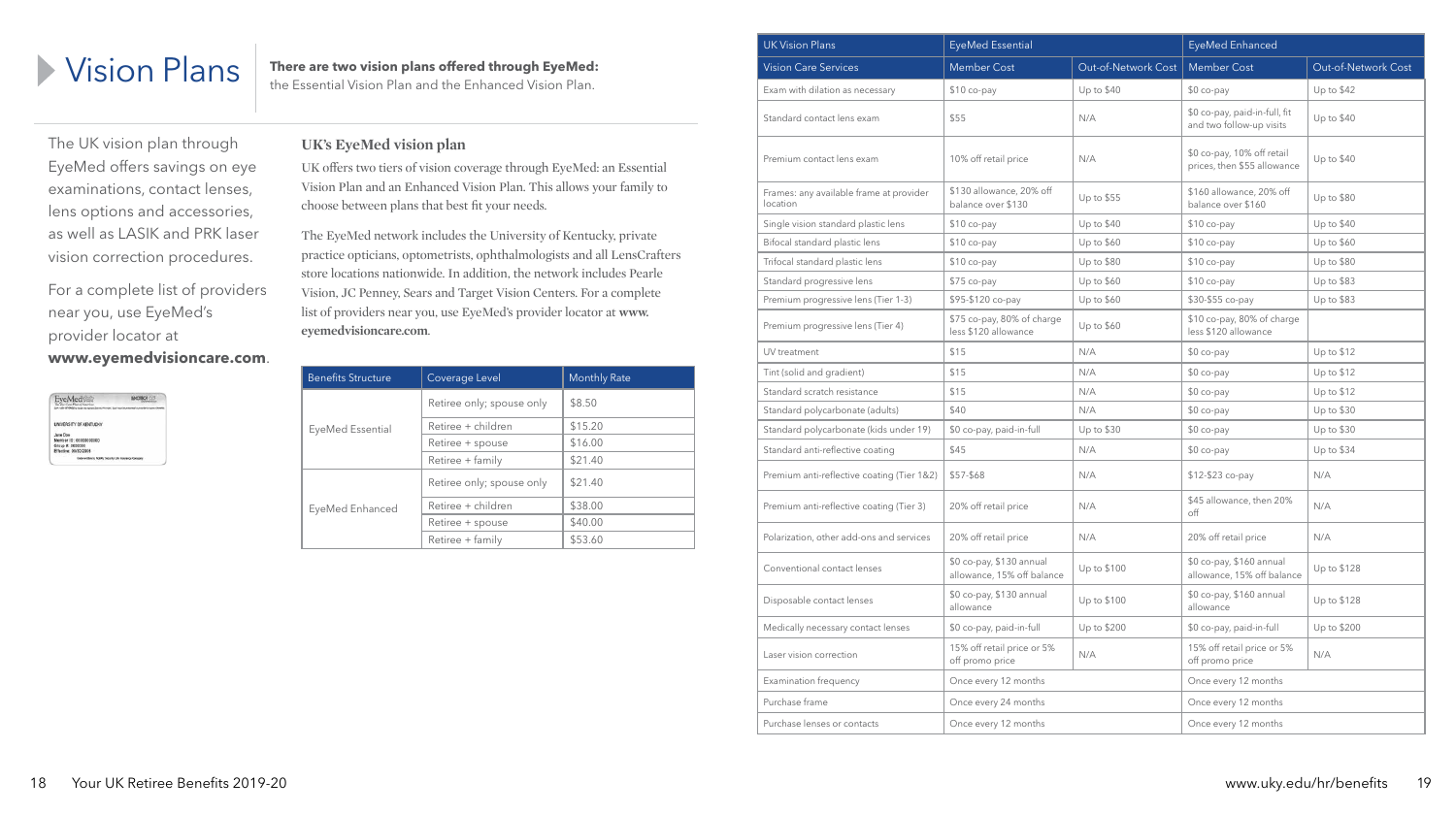# Vision Plans

**There are two vision plans offered through EyeMed:** the Essential Vision Plan and the Enhanced Vision Plan.

The UK vision plan through EyeMed offers savings on eye examinations, contact lenses, lens options and accessories, as well as LASIK and PRK laser vision correction procedures.

For a complete list of providers near you, use EyeMed's provider locator at **www.eyemedvisioncare.com**.

### UK's EyeMed vision plan

UK offers two tiers of vision coverage through EyeMed: an Essential Vision Plan and an Enhanced Vision Plan. This allows your family to choose between plans that best fit your needs.

The EyeMed network includes the University of Kentucky, private practice opticians, optometrists, ophthalmologists and all LensCrafters store locations nationwide. In addition, the network includes Pearle Vision, JC Penney, Sears and Target Vision Centers. For a complete list of providers near you, use EyeMed's provider locator at **www.eyemedvisioncare.com**.

| Benefits Structure | Coverage Level | Monthly Rate |
|---|---|---|
| EyeMed Essential | Retiree only; spouse only | $8.50 |
| | Retiree + children | $15.20 |
| | Retiree + spouse | $16.00 |
| | Retiree + family | $21.40 |
| EyeMed Enhanced | Retiree only; spouse only | $21.40 |
| | Retiree + children | $38.00 |
| | Retiree + spouse | $40.00 |
| | Retiree + family | $53.60 |

| UK Vision Plans | EyeMed Essential | | EyeMed Enhanced | |
|---|---|---|---|---|
| Vision Care Services | Member Cost | Out-of-Network Cost | Member Cost | Out-of-Network Cost |
| Exam with dilation as necessary | $10 co-pay | Up to $40 | $0 co-pay | Up to $42 |
| Standard contact lens exam | $55 | N/A | $0 co-pay, paid-in-full, fit and two follow-up visits | Up to $40 |
| Premium contact lens exam | 10% off retail price | N/A | $0 co-pay, 10% off retail prices, then $55 allowance | Up to $40 |
| Frames: any available frame at provider location | $130 allowance, 20% off balance over $130 | Up to $55 | $160 allowance, 20% off balance over $160 | Up to $80 |
| Single vision standard plastic lens | $10 co-pay | Up to $40 | $10 co-pay | Up to $40 |
| Bifocal standard plastic lens | $10 co-pay | Up to $60 | $10 co-pay | Up to $60 |
| Trifocal standard plastic lens | $10 co-pay | Up to $80 | $10 co-pay | Up to $80 |
| Standard progressive lens | $75 co-pay | Up to $60 | $10 co-pay | Up to $83 |
| Premium progressive lens (Tier 1-3) | $95-$120 co-pay | Up to $60 | $30-$55 co-pay | Up to $83 |
| Premium progressive lens (Tier 4) | $75 co-pay, 80% of charge less $120 allowance | Up to $60 | $10 co-pay, 80% of charge less $120 allowance | |
| UV treatment | $15 | N/A | $0 co-pay | Up to $12 |
| Tint (solid and gradient) | $15 | N/A | $0 co-pay | Up to $12 |
| Standard scratch resistance | $15 | N/A | $0 co-pay | Up to $12 |
| Standard polycarbonate (adults) | $40 | N/A | $0 co-pay | Up to $30 |
| Standard polycarbonate (kids under 19) | $0 co-pay, paid-in-full | Up to $30 | $0 co-pay | Up to $30 |
| Standard anti-reflective coating | $45 | N/A | $0 co-pay | Up to $34 |
| Premium anti-reflective coating (Tier 1&2) | $57-$68 | N/A | $12-$23 co-pay | N/A |
| Premium anti-reflective coating (Tier 3) | 20% off retail price | N/A | $45 allowance, then 20% off | N/A |
| Polarization, other add-ons and services | 20% off retail price | N/A | 20% off retail price | N/A |
| Conventional contact lenses | $0 co-pay, $130 annual allowance, 15% off balance | Up to $100 | $0 co-pay, $160 annual allowance, 15% off balance | Up to $128 |
| Disposable contact lenses | $0 co-pay, $130 annual allowance | Up to $100 | $0 co-pay, $160 annual allowance | Up to $128 |
| Medically necessary contact lenses | $0 co-pay, paid-in-full | Up to $200 | $0 co-pay, paid-in-full | Up to $200 |
| Laser vision correction | 15% off retail price or 5% off promo price | N/A | 15% off retail price or 5% off promo price | N/A |
| Examination frequency | Once every 12 months | | Once every 12 months | |
| Purchase frame | Once every 24 months | | Once every 12 months | |
| Purchase lenses or contacts | Once every 12 months | | Once every 12 months | |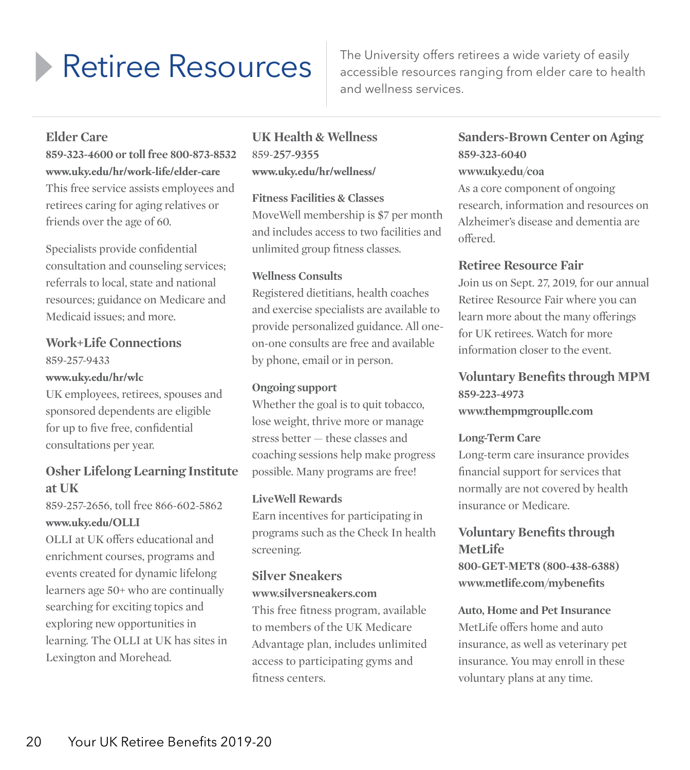# Retiree Resources

The University offers retirees a wide variety of easily accessible resources ranging from elder care to health and wellness services.

## Elder Care

**859-323-4600 or toll free 800-873-8532**
**www.uky.edu/hr/work-life/elder-care**

This free service assists employees and retirees caring for aging relatives or friends over the age of 60.

Specialists provide confidential consultation and counseling services; referrals to local, state and national resources; guidance on Medicare and Medicaid issues; and more.

## Work+Life Connections

859-257-9433
**www.uky.edu/hr/wlc**

UK employees, retirees, spouses and sponsored dependents are eligible for up to five free, confidential consultations per year.

## Osher Lifelong Learning Institute at UK

859-257-2656, toll free 866-602-5862
**www.uky.edu/OLLI**

OLLI at UK offers educational and enrichment courses, programs and events created for dynamic lifelong learners age 50+ who are continually searching for exciting topics and exploring new opportunities in learning. The OLLI at UK has sites in Lexington and Morehead.

## UK Health & Wellness

859-**257-9355**
**www.uky.edu/hr/wellness/**

### Fitness Facilities & Classes

MoveWell membership is $7 per month and includes access to two facilities and unlimited group fitness classes.

### Wellness Consults

Registered dietitians, health coaches and exercise specialists are available to provide personalized guidance. All one-on-one consults are free and available by phone, email or in person.

### Ongoing support

Whether the goal is to quit tobacco, lose weight, thrive more or manage stress better — these classes and coaching sessions help make progress possible. Many programs are free!

### LiveWell Rewards

Earn incentives for participating in programs such as the Check In health screening.

## Silver Sneakers

**www.silversneakers.com**

This free fitness program, available to members of the UK Medicare Advantage plan, includes unlimited access to participating gyms and fitness centers.

## Sanders-Brown Center on Aging

**859-323-6040**
**www.uky.edu/coa**

As a core component of ongoing research, information and resources on Alzheimer's disease and dementia are offered.

## Retiree Resource Fair

Join us on Sept. 27, 2019, for our annual Retiree Resource Fair where you can learn more about the many offerings for UK retirees. Watch for more information closer to the event.

## Voluntary Benefits through MPM

**859-223-4973**
**www.thempmgroupllc.com**

### Long-Term Care

Long-term care insurance provides financial support for services that normally are not covered by health insurance or Medicare.

## Voluntary Benefits through MetLife

**800-GET-MET8 (800-438-6388)**
**www.metlife.com/mybenefits**

### Auto, Home and Pet Insurance

MetLife offers home and auto insurance, as well as veterinary pet insurance. You may enroll in these voluntary plans at any time.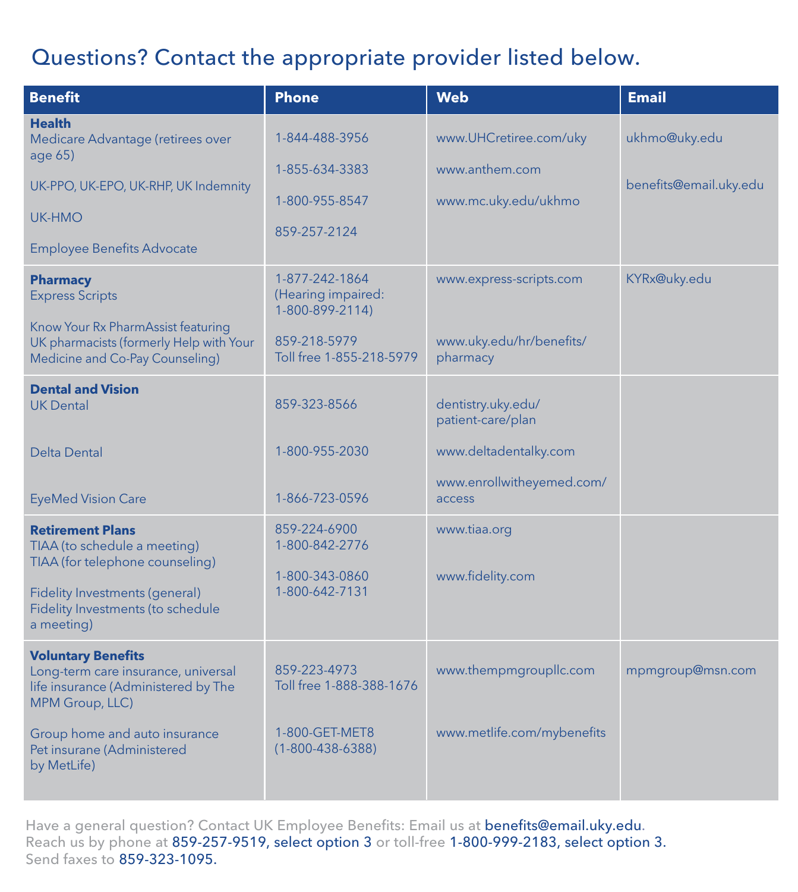## Questions? Contact the appropriate provider listed below.

| Benefit | Phone | Web | Email |
|---|---|---|---|
| **Health** | | | |
| Medicare Advantage (retirees over age 65) | 1-844-488-3956 | www.UHCretiree.com/uky | ukhmo@uky.edu |
| UK-PPO, UK-EPO, UK-RHP, UK Indemnity | 1-855-634-3383 | www.anthem.com | benefits@email.uky.edu |
| UK-HMO | 1-800-955-8547 | www.mc.uky.edu/ukhmo | |
| Employee Benefits Advocate | 859-257-2124 | | |
| **Pharmacy** | | | |
| Express Scripts | 1-877-242-1864 (Hearing impaired: 1-800-899-2114) | www.express-scripts.com | KYRx@uky.edu |
| Know Your Rx PharmAssist featuring UK pharmacists (formerly Help with Your Medicine and Co-Pay Counseling) | 859-218-5979 Toll free 1-855-218-5979 | www.uky.edu/hr/benefits/pharmacy | |
| **Dental and Vision** | | | |
| UK Dental | 859-323-8566 | dentistry.uky.edu/patient-care/plan | |
| Delta Dental | 1-800-955-2030 | www.deltadentalky.com | |
| EyeMed Vision Care | 1-866-723-0596 | www.enrollwitheyemed.com/access | |
| **Retirement Plans** | | | |
| TIAA (to schedule a meeting) | 859-224-6900 | www.tiaa.org | |
| TIAA (for telephone counseling) | 1-800-842-2776 | | |
| Fidelity Investments (general) | 1-800-343-0860 | www.fidelity.com | |
| Fidelity Investments (to schedule a meeting) | 1-800-642-7131 | | |
| **Voluntary Benefits** | | | |
| Long-term care insurance, universal life insurance (Administered by The MPM Group, LLC) | 859-223-4973 Toll free 1-888-388-1676 | www.thempmgroupllc.com | mpmgroup@msn.com |
| Group home and auto insurance Pet insurane (Administered by MetLife) | 1-800-GET-MET8 (1-800-438-6388) | www.metlife.com/mybenefits | |

Have a general question? Contact UK Employee Benefits: Email us at benefits@email.uky.edu.
Reach us by phone at 859-257-9519, select option 3 or toll-free 1-800-999-2183, select option 3.
Send faxes to 859-323-1095.